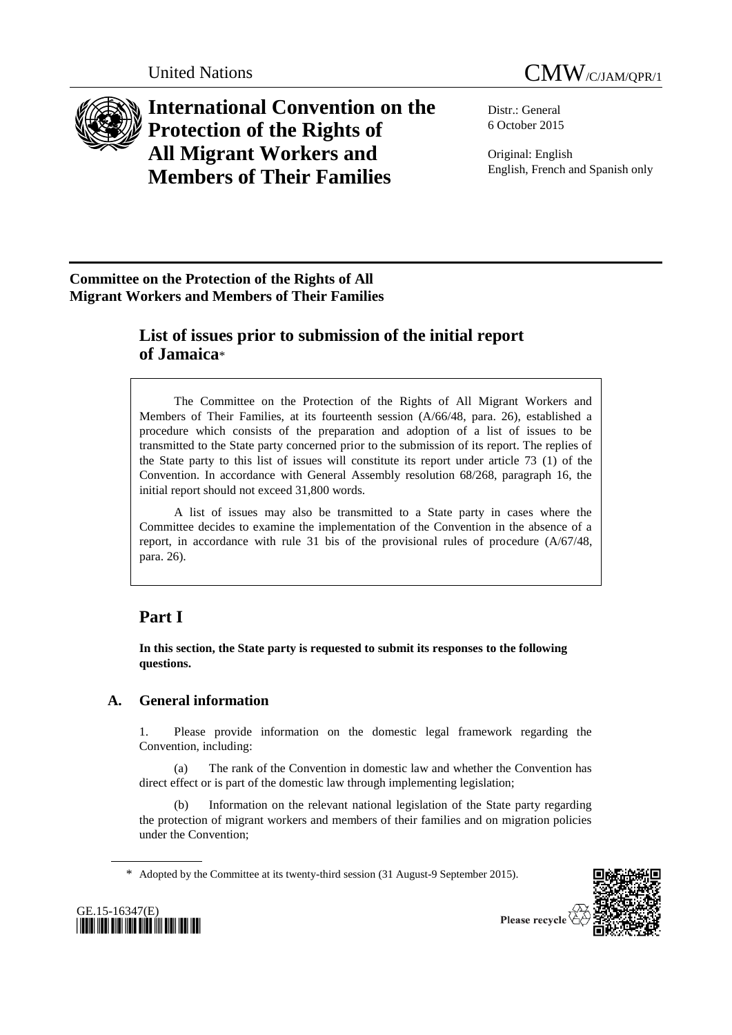United Nations CMW/C/JAM/QPR/1

# International Convention on the Protection of the Rights of All Migrant Workers and Members of Their Families

Distr.: General
6 October 2015

Original: English
English, French and Spanish only

**Committee on the Protection of the Rights of All Migrant Workers and Members of Their Families**

## List of issues prior to submission of the initial report of Jamaica*

The Committee on the Protection of the Rights of All Migrant Workers and Members of Their Families, at its fourteenth session (A/66/48, para. 26), established a procedure which consists of the preparation and adoption of a list of issues to be transmitted to the State party concerned prior to the submission of its report. The replies of the State party to this list of issues will constitute its report under article 73 (1) of the Convention. In accordance with General Assembly resolution 68/268, paragraph 16, the initial report should not exceed 31,800 words.

A list of issues may also be transmitted to a State party in cases where the Committee decides to examine the implementation of the Convention in the absence of a report, in accordance with rule 31 bis of the provisional rules of procedure (A/67/48, para. 26).

# Part I

**In this section, the State party is requested to submit its responses to the following questions.**

## A. General information

1. Please provide information on the domestic legal framework regarding the Convention, including:

(a) The rank of the Convention in domestic law and whether the Convention has direct effect or is part of the domestic law through implementing legislation;

(b) Information on the relevant national legislation of the State party regarding the protection of migrant workers and members of their families and on migration policies under the Convention;

\* Adopted by the Committee at its twenty-third session (31 August-9 September 2015).

GE.15-16347(E)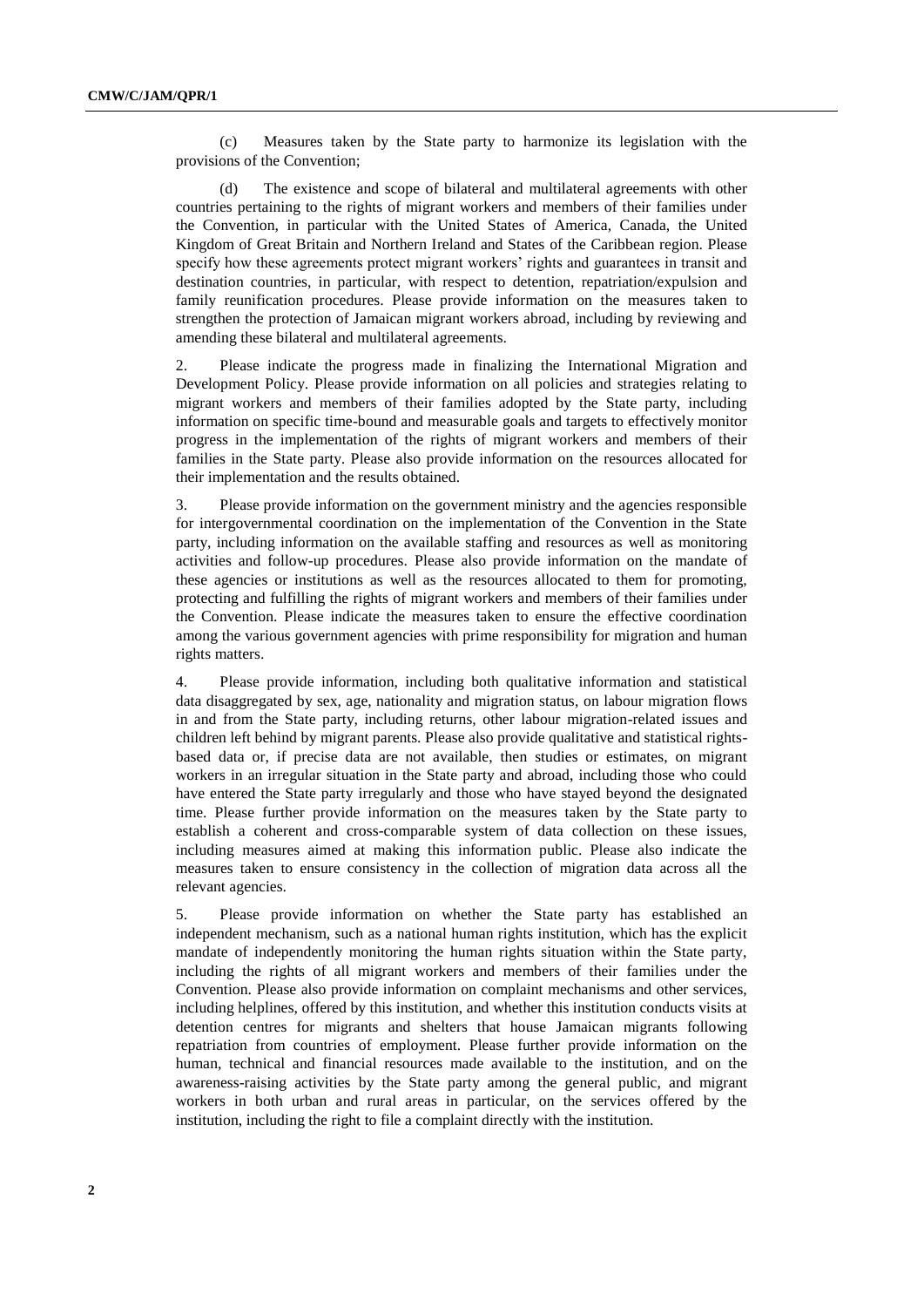(c) Measures taken by the State party to harmonize its legislation with the provisions of the Convention;

(d) The existence and scope of bilateral and multilateral agreements with other countries pertaining to the rights of migrant workers and members of their families under the Convention, in particular with the United States of America, Canada, the United Kingdom of Great Britain and Northern Ireland and States of the Caribbean region. Please specify how these agreements protect migrant workers' rights and guarantees in transit and destination countries, in particular, with respect to detention, repatriation/expulsion and family reunification procedures. Please provide information on the measures taken to strengthen the protection of Jamaican migrant workers abroad, including by reviewing and amending these bilateral and multilateral agreements.

2. Please indicate the progress made in finalizing the International Migration and Development Policy. Please provide information on all policies and strategies relating to migrant workers and members of their families adopted by the State party, including information on specific time-bound and measurable goals and targets to effectively monitor progress in the implementation of the rights of migrant workers and members of their families in the State party. Please also provide information on the resources allocated for their implementation and the results obtained.

3. Please provide information on the government ministry and the agencies responsible for intergovernmental coordination on the implementation of the Convention in the State party, including information on the available staffing and resources as well as monitoring activities and follow-up procedures. Please also provide information on the mandate of these agencies or institutions as well as the resources allocated to them for promoting, protecting and fulfilling the rights of migrant workers and members of their families under the Convention. Please indicate the measures taken to ensure the effective coordination among the various government agencies with prime responsibility for migration and human rights matters.

4. Please provide information, including both qualitative information and statistical data disaggregated by sex, age, nationality and migration status, on labour migration flows in and from the State party, including returns, other labour migration-related issues and children left behind by migrant parents. Please also provide qualitative and statistical rights-based data or, if precise data are not available, then studies or estimates, on migrant workers in an irregular situation in the State party and abroad, including those who could have entered the State party irregularly and those who have stayed beyond the designated time. Please further provide information on the measures taken by the State party to establish a coherent and cross-comparable system of data collection on these issues, including measures aimed at making this information public. Please also indicate the measures taken to ensure consistency in the collection of migration data across all the relevant agencies.

5. Please provide information on whether the State party has established an independent mechanism, such as a national human rights institution, which has the explicit mandate of independently monitoring the human rights situation within the State party, including the rights of all migrant workers and members of their families under the Convention. Please also provide information on complaint mechanisms and other services, including helplines, offered by this institution, and whether this institution conducts visits at detention centres for migrants and shelters that house Jamaican migrants following repatriation from countries of employment. Please further provide information on the human, technical and financial resources made available to the institution, and on the awareness-raising activities by the State party among the general public, and migrant workers in both urban and rural areas in particular, on the services offered by the institution, including the right to file a complaint directly with the institution.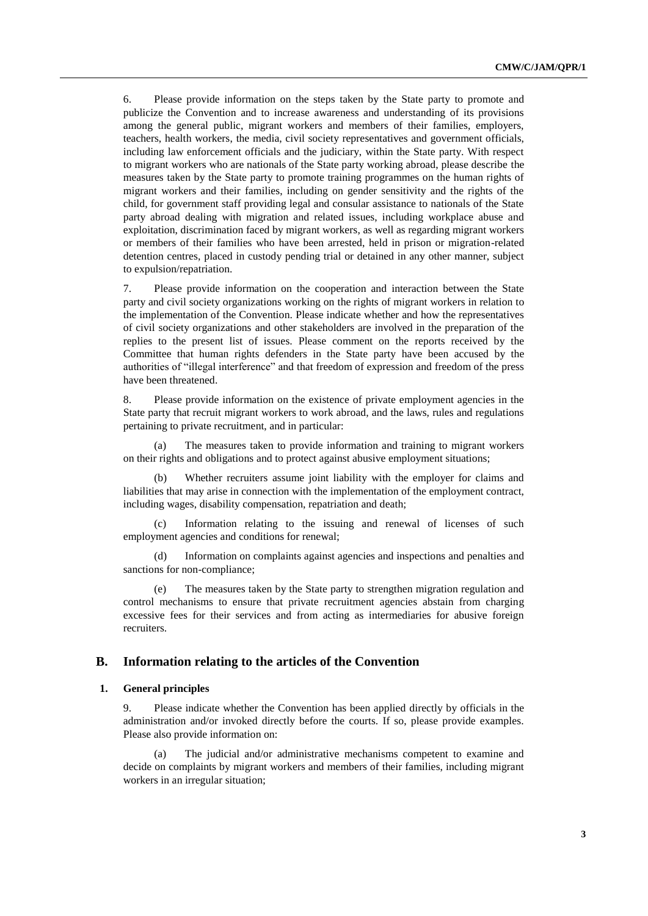6. Please provide information on the steps taken by the State party to promote and publicize the Convention and to increase awareness and understanding of its provisions among the general public, migrant workers and members of their families, employers, teachers, health workers, the media, civil society representatives and government officials, including law enforcement officials and the judiciary, within the State party. With respect to migrant workers who are nationals of the State party working abroad, please describe the measures taken by the State party to promote training programmes on the human rights of migrant workers and their families, including on gender sensitivity and the rights of the child, for government staff providing legal and consular assistance to nationals of the State party abroad dealing with migration and related issues, including workplace abuse and exploitation, discrimination faced by migrant workers, as well as regarding migrant workers or members of their families who have been arrested, held in prison or migration-related detention centres, placed in custody pending trial or detained in any other manner, subject to expulsion/repatriation.

7. Please provide information on the cooperation and interaction between the State party and civil society organizations working on the rights of migrant workers in relation to the implementation of the Convention. Please indicate whether and how the representatives of civil society organizations and other stakeholders are involved in the preparation of the replies to the present list of issues. Please comment on the reports received by the Committee that human rights defenders in the State party have been accused by the authorities of "illegal interference" and that freedom of expression and freedom of the press have been threatened.

8. Please provide information on the existence of private employment agencies in the State party that recruit migrant workers to work abroad, and the laws, rules and regulations pertaining to private recruitment, and in particular:

(a) The measures taken to provide information and training to migrant workers on their rights and obligations and to protect against abusive employment situations;

(b) Whether recruiters assume joint liability with the employer for claims and liabilities that may arise in connection with the implementation of the employment contract, including wages, disability compensation, repatriation and death;

(c) Information relating to the issuing and renewal of licenses of such employment agencies and conditions for renewal;

(d) Information on complaints against agencies and inspections and penalties and sanctions for non-compliance;

(e) The measures taken by the State party to strengthen migration regulation and control mechanisms to ensure that private recruitment agencies abstain from charging excessive fees for their services and from acting as intermediaries for abusive foreign recruiters.

## B. Information relating to the articles of the Convention

### 1. General principles

9. Please indicate whether the Convention has been applied directly by officials in the administration and/or invoked directly before the courts. If so, please provide examples. Please also provide information on:

(a) The judicial and/or administrative mechanisms competent to examine and decide on complaints by migrant workers and members of their families, including migrant workers in an irregular situation;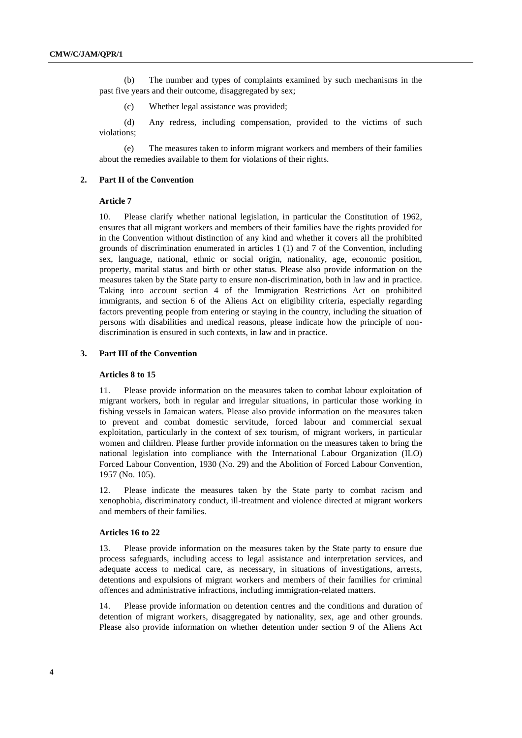(b) The number and types of complaints examined by such mechanisms in the past five years and their outcome, disaggregated by sex;

(c) Whether legal assistance was provided;

(d) Any redress, including compensation, provided to the victims of such violations;

(e) The measures taken to inform migrant workers and members of their families about the remedies available to them for violations of their rights.

### 2. Part II of the Convention

#### Article 7

10. Please clarify whether national legislation, in particular the Constitution of 1962, ensures that all migrant workers and members of their families have the rights provided for in the Convention without distinction of any kind and whether it covers all the prohibited grounds of discrimination enumerated in articles 1 (1) and 7 of the Convention, including sex, language, national, ethnic or social origin, nationality, age, economic position, property, marital status and birth or other status. Please also provide information on the measures taken by the State party to ensure non-discrimination, both in law and in practice. Taking into account section 4 of the Immigration Restrictions Act on prohibited immigrants, and section 6 of the Aliens Act on eligibility criteria, especially regarding factors preventing people from entering or staying in the country, including the situation of persons with disabilities and medical reasons, please indicate how the principle of non-discrimination is ensured in such contexts, in law and in practice.

### 3. Part III of the Convention

#### Articles 8 to 15

11. Please provide information on the measures taken to combat labour exploitation of migrant workers, both in regular and irregular situations, in particular those working in fishing vessels in Jamaican waters. Please also provide information on the measures taken to prevent and combat domestic servitude, forced labour and commercial sexual exploitation, particularly in the context of sex tourism, of migrant workers, in particular women and children. Please further provide information on the measures taken to bring the national legislation into compliance with the International Labour Organization (ILO) Forced Labour Convention, 1930 (No. 29) and the Abolition of Forced Labour Convention, 1957 (No. 105).

12. Please indicate the measures taken by the State party to combat racism and xenophobia, discriminatory conduct, ill-treatment and violence directed at migrant workers and members of their families.

#### Articles 16 to 22

13. Please provide information on the measures taken by the State party to ensure due process safeguards, including access to legal assistance and interpretation services, and adequate access to medical care, as necessary, in situations of investigations, arrests, detentions and expulsions of migrant workers and members of their families for criminal offences and administrative infractions, including immigration-related matters.

14. Please provide information on detention centres and the conditions and duration of detention of migrant workers, disaggregated by nationality, sex, age and other grounds. Please also provide information on whether detention under section 9 of the Aliens Act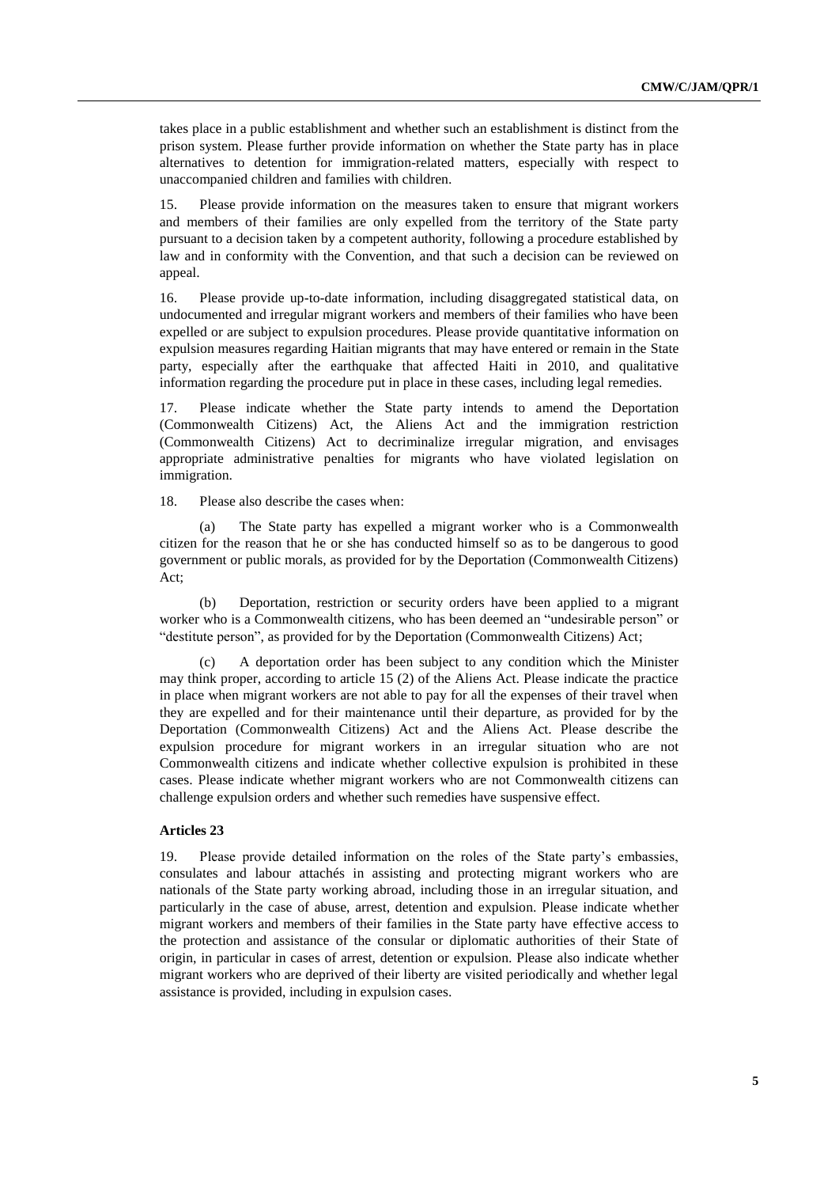takes place in a public establishment and whether such an establishment is distinct from the prison system. Please further provide information on whether the State party has in place alternatives to detention for immigration-related matters, especially with respect to unaccompanied children and families with children.

15. Please provide information on the measures taken to ensure that migrant workers and members of their families are only expelled from the territory of the State party pursuant to a decision taken by a competent authority, following a procedure established by law and in conformity with the Convention, and that such a decision can be reviewed on appeal.

16. Please provide up-to-date information, including disaggregated statistical data, on undocumented and irregular migrant workers and members of their families who have been expelled or are subject to expulsion procedures. Please provide quantitative information on expulsion measures regarding Haitian migrants that may have entered or remain in the State party, especially after the earthquake that affected Haiti in 2010, and qualitative information regarding the procedure put in place in these cases, including legal remedies.

17. Please indicate whether the State party intends to amend the Deportation (Commonwealth Citizens) Act, the Aliens Act and the immigration restriction (Commonwealth Citizens) Act to decriminalize irregular migration, and envisages appropriate administrative penalties for migrants who have violated legislation on immigration.

18. Please also describe the cases when:

(a) The State party has expelled a migrant worker who is a Commonwealth citizen for the reason that he or she has conducted himself so as to be dangerous to good government or public morals, as provided for by the Deportation (Commonwealth Citizens) Act;

(b) Deportation, restriction or security orders have been applied to a migrant worker who is a Commonwealth citizens, who has been deemed an "undesirable person" or "destitute person", as provided for by the Deportation (Commonwealth Citizens) Act;

(c) A deportation order has been subject to any condition which the Minister may think proper, according to article 15 (2) of the Aliens Act. Please indicate the practice in place when migrant workers are not able to pay for all the expenses of their travel when they are expelled and for their maintenance until their departure, as provided for by the Deportation (Commonwealth Citizens) Act and the Aliens Act. Please describe the expulsion procedure for migrant workers in an irregular situation who are not Commonwealth citizens and indicate whether collective expulsion is prohibited in these cases. Please indicate whether migrant workers who are not Commonwealth citizens can challenge expulsion orders and whether such remedies have suspensive effect.

### Articles 23

19. Please provide detailed information on the roles of the State party's embassies, consulates and labour attachés in assisting and protecting migrant workers who are nationals of the State party working abroad, including those in an irregular situation, and particularly in the case of abuse, arrest, detention and expulsion. Please indicate whether migrant workers and members of their families in the State party have effective access to the protection and assistance of the consular or diplomatic authorities of their State of origin, in particular in cases of arrest, detention or expulsion. Please also indicate whether migrant workers who are deprived of their liberty are visited periodically and whether legal assistance is provided, including in expulsion cases.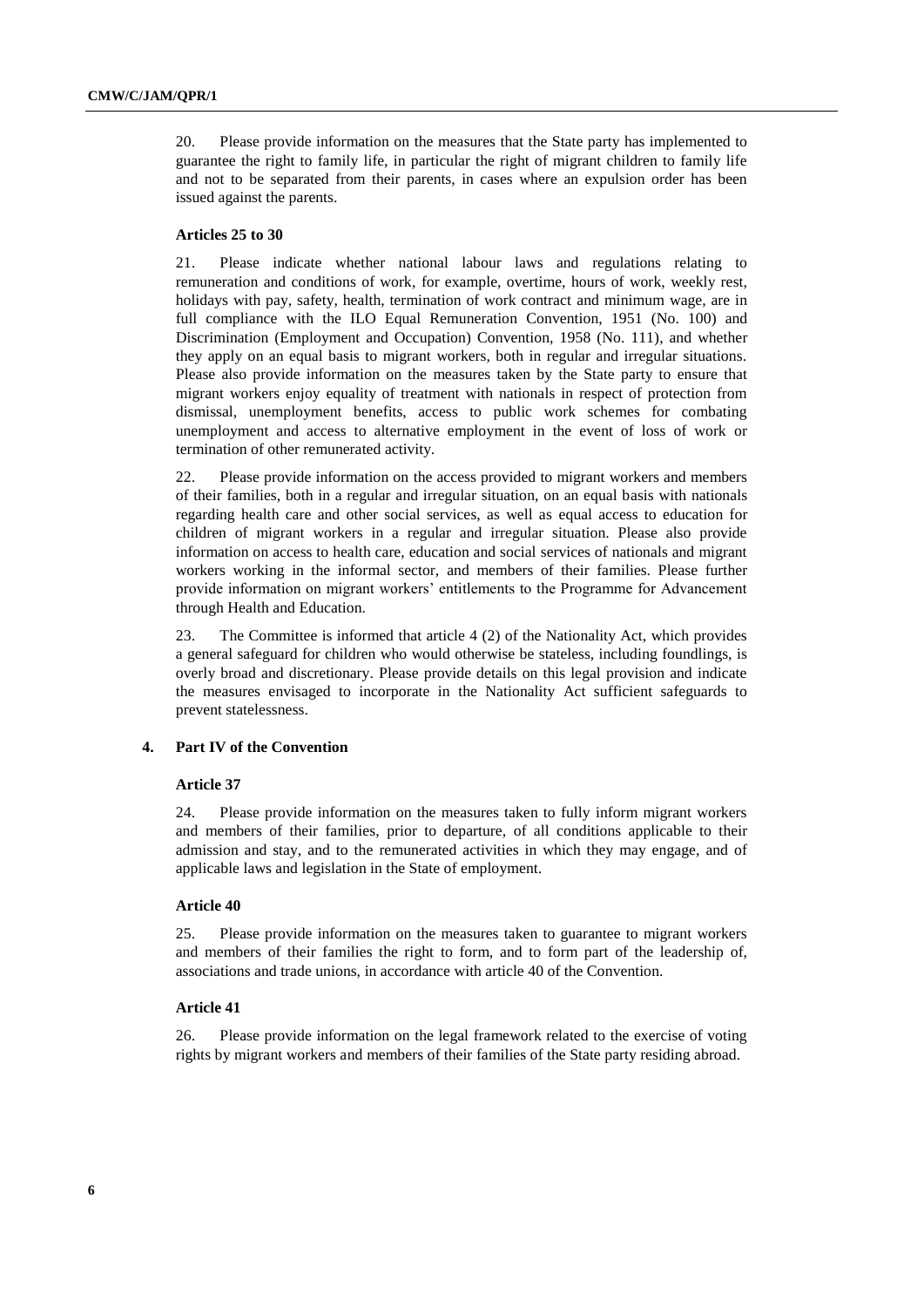20. Please provide information on the measures that the State party has implemented to guarantee the right to family life, in particular the right of migrant children to family life and not to be separated from their parents, in cases where an expulsion order has been issued against the parents.

#### Articles 25 to 30

21. Please indicate whether national labour laws and regulations relating to remuneration and conditions of work, for example, overtime, hours of work, weekly rest, holidays with pay, safety, health, termination of work contract and minimum wage, are in full compliance with the ILO Equal Remuneration Convention, 1951 (No. 100) and Discrimination (Employment and Occupation) Convention, 1958 (No. 111), and whether they apply on an equal basis to migrant workers, both in regular and irregular situations. Please also provide information on the measures taken by the State party to ensure that migrant workers enjoy equality of treatment with nationals in respect of protection from dismissal, unemployment benefits, access to public work schemes for combating unemployment and access to alternative employment in the event of loss of work or termination of other remunerated activity.

22. Please provide information on the access provided to migrant workers and members of their families, both in a regular and irregular situation, on an equal basis with nationals regarding health care and other social services, as well as equal access to education for children of migrant workers in a regular and irregular situation. Please also provide information on access to health care, education and social services of nationals and migrant workers working in the informal sector, and members of their families. Please further provide information on migrant workers' entitlements to the Programme for Advancement through Health and Education.

23. The Committee is informed that article 4 (2) of the Nationality Act, which provides a general safeguard for children who would otherwise be stateless, including foundlings, is overly broad and discretionary. Please provide details on this legal provision and indicate the measures envisaged to incorporate in the Nationality Act sufficient safeguards to prevent statelessness.

### 4. Part IV of the Convention

#### Article 37

24. Please provide information on the measures taken to fully inform migrant workers and members of their families, prior to departure, of all conditions applicable to their admission and stay, and to the remunerated activities in which they may engage, and of applicable laws and legislation in the State of employment.

#### Article 40

25. Please provide information on the measures taken to guarantee to migrant workers and members of their families the right to form, and to form part of the leadership of, associations and trade unions, in accordance with article 40 of the Convention.

#### Article 41

26. Please provide information on the legal framework related to the exercise of voting rights by migrant workers and members of their families of the State party residing abroad.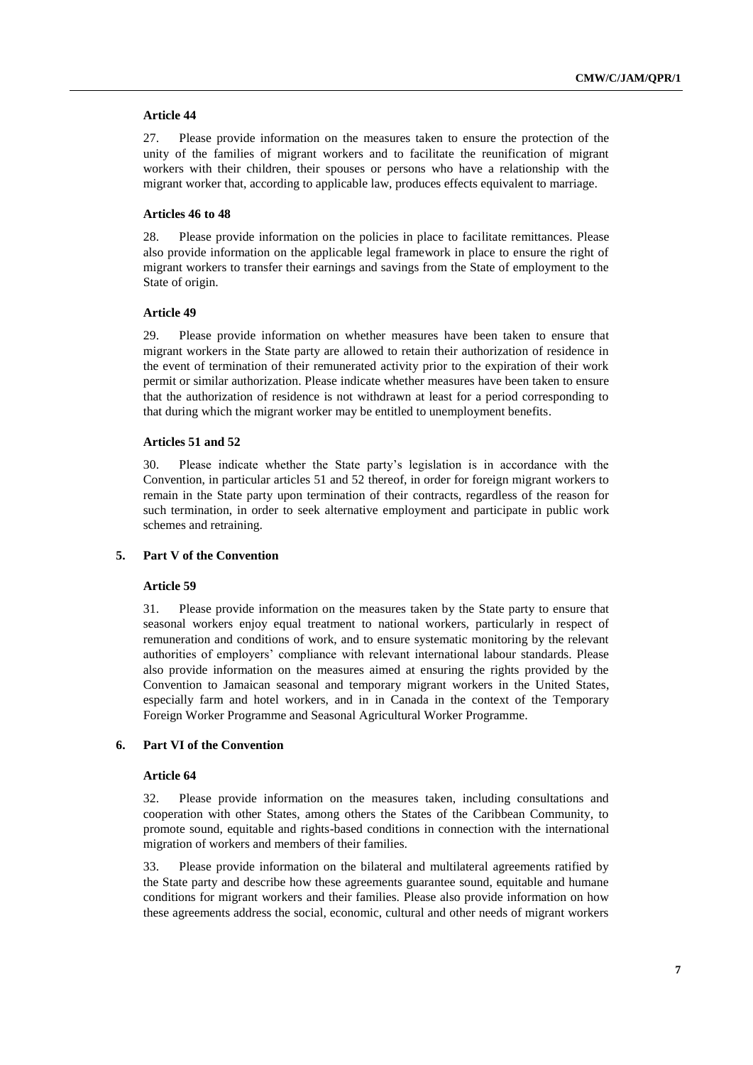#### Article 44

27. Please provide information on the measures taken to ensure the protection of the unity of the families of migrant workers and to facilitate the reunification of migrant workers with their children, their spouses or persons who have a relationship with the migrant worker that, according to applicable law, produces effects equivalent to marriage.

#### Articles 46 to 48

28. Please provide information on the policies in place to facilitate remittances. Please also provide information on the applicable legal framework in place to ensure the right of migrant workers to transfer their earnings and savings from the State of employment to the State of origin.

#### Article 49

29. Please provide information on whether measures have been taken to ensure that migrant workers in the State party are allowed to retain their authorization of residence in the event of termination of their remunerated activity prior to the expiration of their work permit or similar authorization. Please indicate whether measures have been taken to ensure that the authorization of residence is not withdrawn at least for a period corresponding to that during which the migrant worker may be entitled to unemployment benefits.

#### Articles 51 and 52

30. Please indicate whether the State party's legislation is in accordance with the Convention, in particular articles 51 and 52 thereof, in order for foreign migrant workers to remain in the State party upon termination of their contracts, regardless of the reason for such termination, in order to seek alternative employment and participate in public work schemes and retraining.

### 5. Part V of the Convention

#### Article 59

31. Please provide information on the measures taken by the State party to ensure that seasonal workers enjoy equal treatment to national workers, particularly in respect of remuneration and conditions of work, and to ensure systematic monitoring by the relevant authorities of employers' compliance with relevant international labour standards. Please also provide information on the measures aimed at ensuring the rights provided by the Convention to Jamaican seasonal and temporary migrant workers in the United States, especially farm and hotel workers, and in in Canada in the context of the Temporary Foreign Worker Programme and Seasonal Agricultural Worker Programme.

### 6. Part VI of the Convention

#### Article 64

32. Please provide information on the measures taken, including consultations and cooperation with other States, among others the States of the Caribbean Community, to promote sound, equitable and rights-based conditions in connection with the international migration of workers and members of their families.

33. Please provide information on the bilateral and multilateral agreements ratified by the State party and describe how these agreements guarantee sound, equitable and humane conditions for migrant workers and their families. Please also provide information on how these agreements address the social, economic, cultural and other needs of migrant workers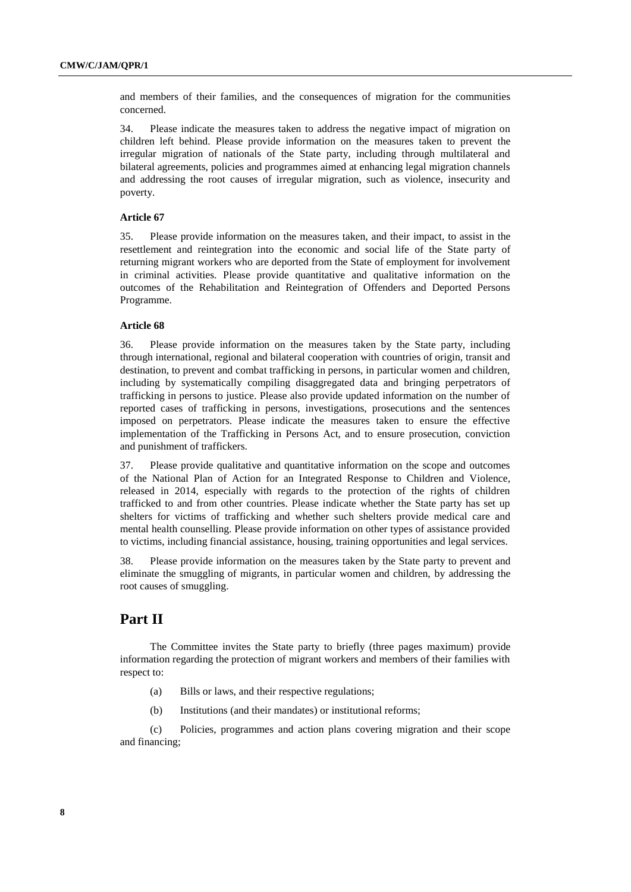and members of their families, and the consequences of migration for the communities concerned.

34. Please indicate the measures taken to address the negative impact of migration on children left behind. Please provide information on the measures taken to prevent the irregular migration of nationals of the State party, including through multilateral and bilateral agreements, policies and programmes aimed at enhancing legal migration channels and addressing the root causes of irregular migration, such as violence, insecurity and poverty.

**Article 67**

35. Please provide information on the measures taken, and their impact, to assist in the resettlement and reintegration into the economic and social life of the State party of returning migrant workers who are deported from the State of employment for involvement in criminal activities. Please provide quantitative and qualitative information on the outcomes of the Rehabilitation and Reintegration of Offenders and Deported Persons Programme.

**Article 68**

36. Please provide information on the measures taken by the State party, including through international, regional and bilateral cooperation with countries of origin, transit and destination, to prevent and combat trafficking in persons, in particular women and children, including by systematically compiling disaggregated data and bringing perpetrators of trafficking in persons to justice. Please also provide updated information on the number of reported cases of trafficking in persons, investigations, prosecutions and the sentences imposed on perpetrators. Please indicate the measures taken to ensure the effective implementation of the Trafficking in Persons Act, and to ensure prosecution, conviction and punishment of traffickers.

37. Please provide qualitative and quantitative information on the scope and outcomes of the National Plan of Action for an Integrated Response to Children and Violence, released in 2014, especially with regards to the protection of the rights of children trafficked to and from other countries. Please indicate whether the State party has set up shelters for victims of trafficking and whether such shelters provide medical care and mental health counselling. Please provide information on other types of assistance provided to victims, including financial assistance, housing, training opportunities and legal services.

38. Please provide information on the measures taken by the State party to prevent and eliminate the smuggling of migrants, in particular women and children, by addressing the root causes of smuggling.

# Part II

The Committee invites the State party to briefly (three pages maximum) provide information regarding the protection of migrant workers and members of their families with respect to:

(a) Bills or laws, and their respective regulations;

(b) Institutions (and their mandates) or institutional reforms;

(c) Policies, programmes and action plans covering migration and their scope and financing;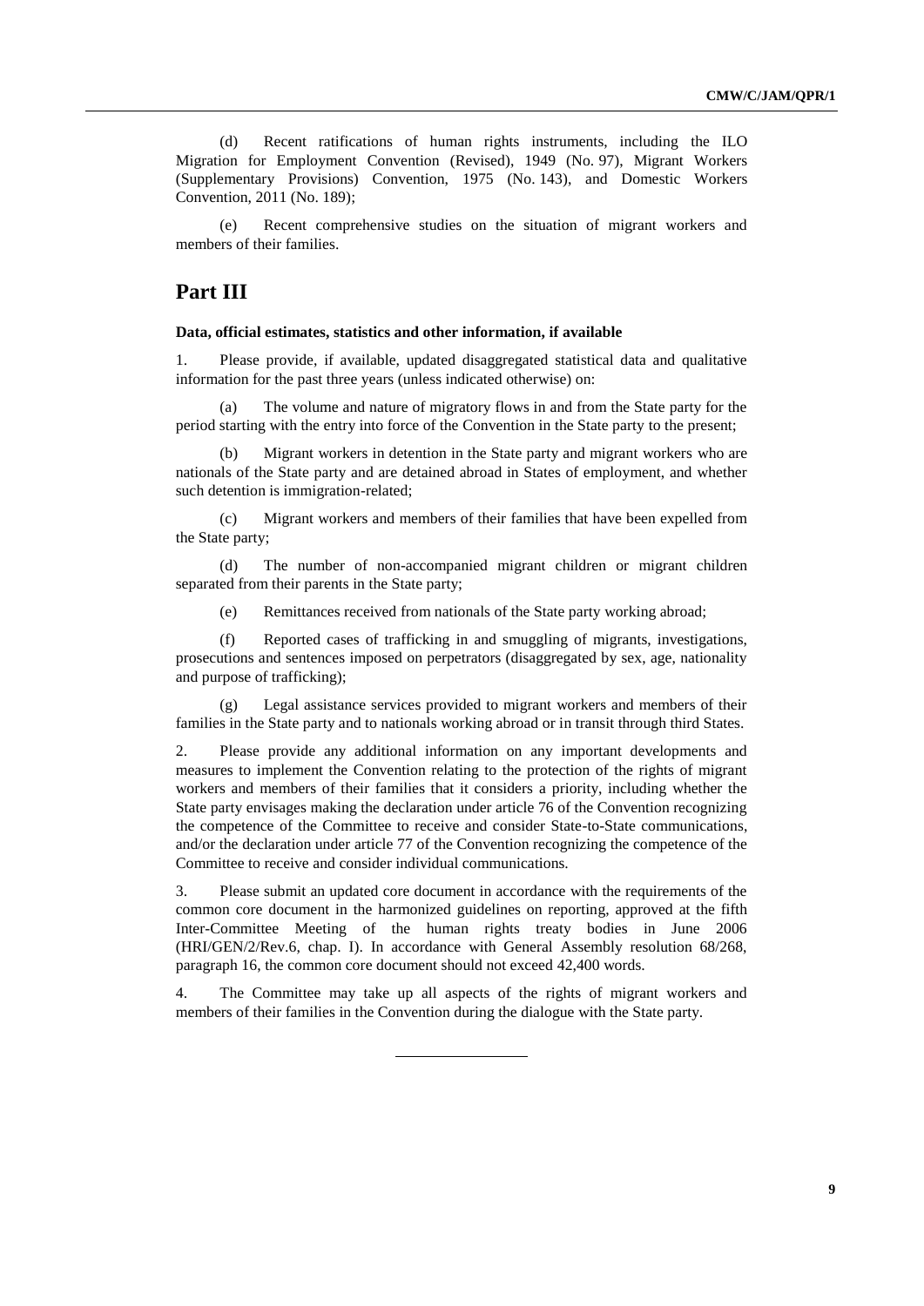(d) Recent ratifications of human rights instruments, including the ILO Migration for Employment Convention (Revised), 1949 (No. 97), Migrant Workers (Supplementary Provisions) Convention, 1975 (No. 143), and Domestic Workers Convention, 2011 (No. 189);

(e) Recent comprehensive studies on the situation of migrant workers and members of their families.

# Part III

**Data, official estimates, statistics and other information, if available**

1. Please provide, if available, updated disaggregated statistical data and qualitative information for the past three years (unless indicated otherwise) on:

(a) The volume and nature of migratory flows in and from the State party for the period starting with the entry into force of the Convention in the State party to the present;

(b) Migrant workers in detention in the State party and migrant workers who are nationals of the State party and are detained abroad in States of employment, and whether such detention is immigration-related;

(c) Migrant workers and members of their families that have been expelled from the State party;

(d) The number of non-accompanied migrant children or migrant children separated from their parents in the State party;

(e) Remittances received from nationals of the State party working abroad;

(f) Reported cases of trafficking in and smuggling of migrants, investigations, prosecutions and sentences imposed on perpetrators (disaggregated by sex, age, nationality and purpose of trafficking);

(g) Legal assistance services provided to migrant workers and members of their families in the State party and to nationals working abroad or in transit through third States.

2. Please provide any additional information on any important developments and measures to implement the Convention relating to the protection of the rights of migrant workers and members of their families that it considers a priority, including whether the State party envisages making the declaration under article 76 of the Convention recognizing the competence of the Committee to receive and consider State-to-State communications, and/or the declaration under article 77 of the Convention recognizing the competence of the Committee to receive and consider individual communications.

3. Please submit an updated core document in accordance with the requirements of the common core document in the harmonized guidelines on reporting, approved at the fifth Inter-Committee Meeting of the human rights treaty bodies in June 2006 (HRI/GEN/2/Rev.6, chap. I). In accordance with General Assembly resolution 68/268, paragraph 16, the common core document should not exceed 42,400 words.

4. The Committee may take up all aspects of the rights of migrant workers and members of their families in the Convention during the dialogue with the State party.